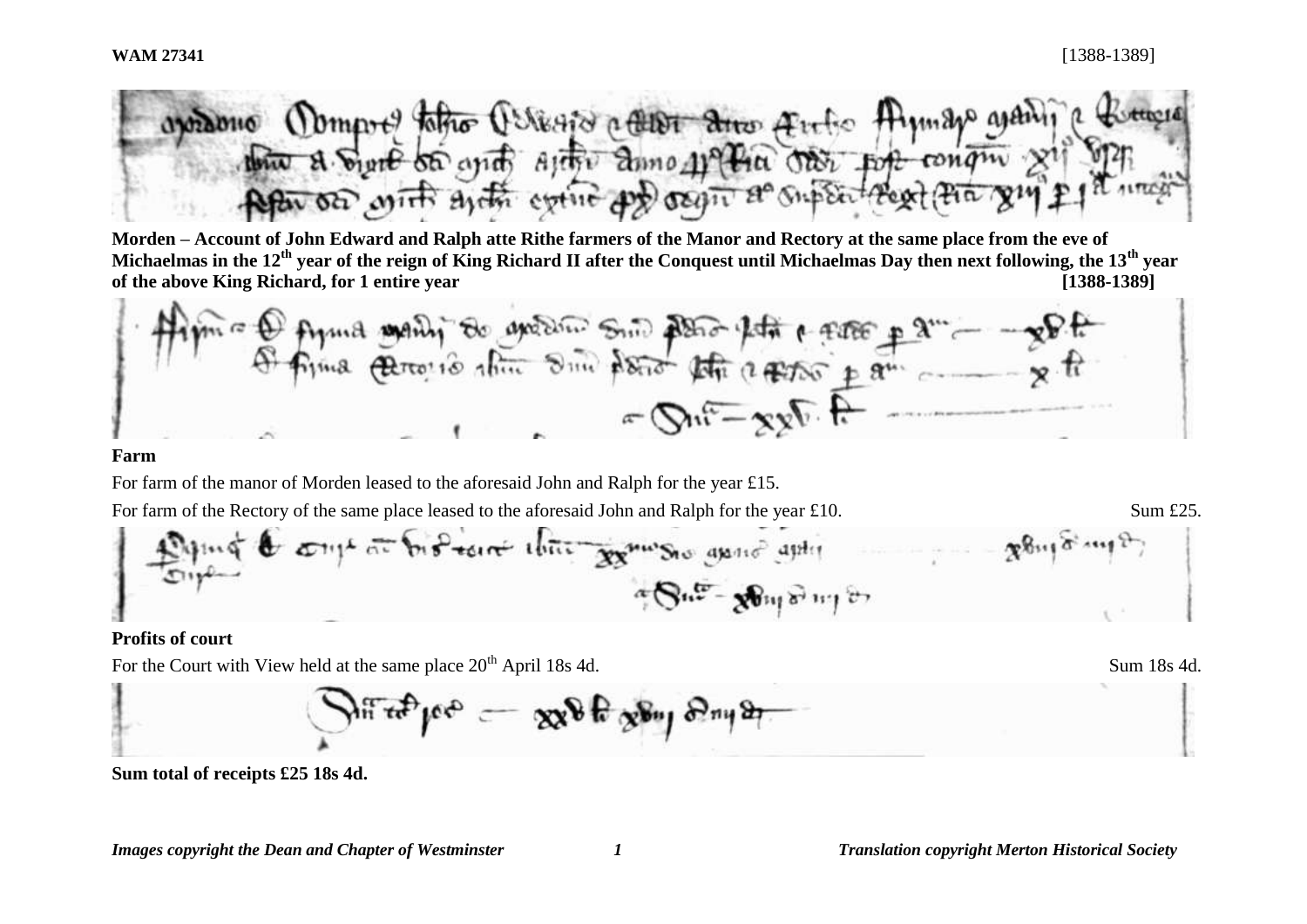**WAM 27341** [1388-1389]

**Morden – Account of John Edward and Ralph atte Rithe farmers of the Manor and Rectory at the same place from the eve of Michaelmas in the 12th year of the reign of King Richard II after the Conquest until Michaelmas Day then next following, the 13th year of the above King Richard, for 1 entire year [1388-1389]**

**Farm**

For farm of the manor of Morden leased to the aforesaid John and Ralph for the year £15.

For farm of the Rectory of the same place leased to the aforesaid John and Ralph for the year £10. Sum £25.

**Profits of court**

For the Court with View held at the same place 20th April 18s 4d. Sum 18s 4d.

**Sum total of receipts £25 18s 4d.**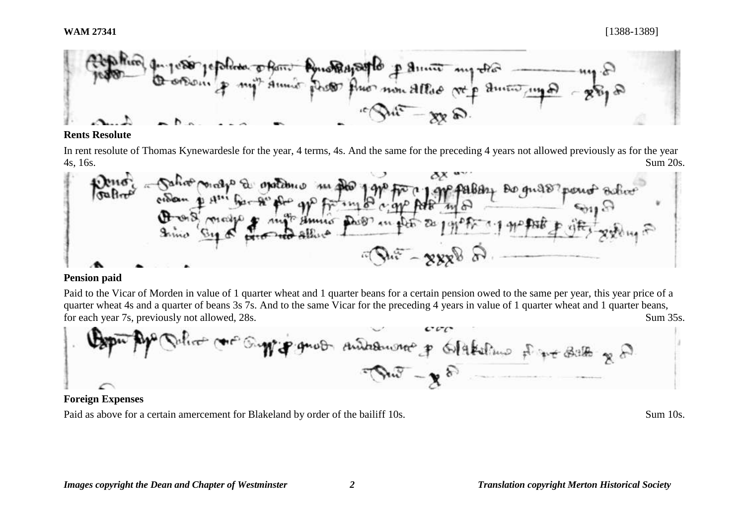**WAM 27341** [1388-1389]

**Rents Resolute**

In rent resolute of Thomas Kynewardesle for the year, 4 terms, 4s. And the same for the preceding 4 years not allowed previously as for the year 4s, 16s. Sum 20s.

**Pension paid**

Paid to the Vicar of Morden in value of 1 quarter wheat and 1 quarter beans for a certain pension owed to the same per year, this year price of a quarter wheat 4s and a quarter of beans 3s 7s. And to the same Vicar for the preceding 4 years in value of 1 quarter wheat and 1 quarter beans, for each year 7s, previously not allowed, 28s. Sum 35s.

**Foreign Expenses**

Paid as above for a certain amercement for Blakeland by order of the bailiff 10s. Sum 10s.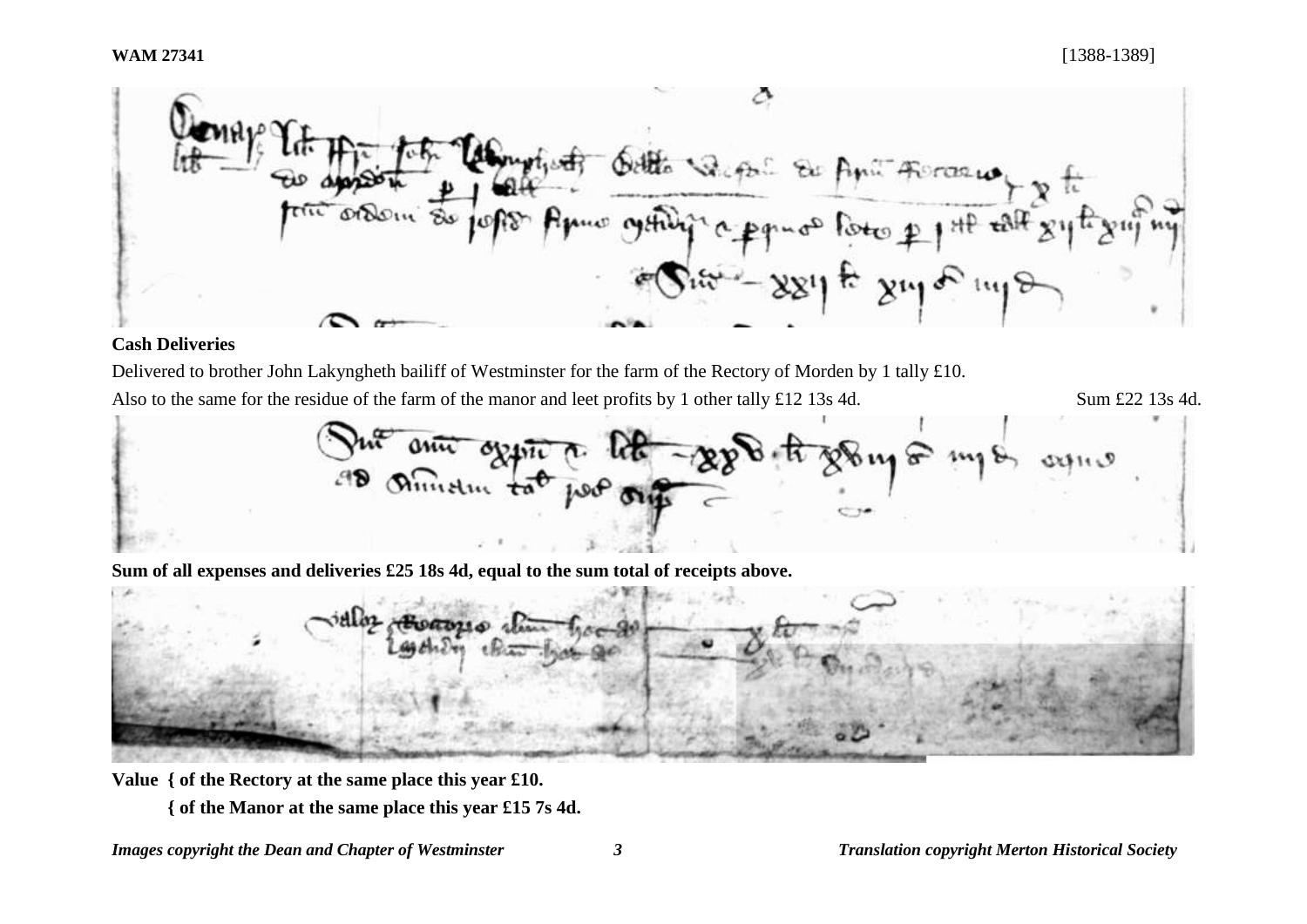**Cash Deliveries**

Delivered to brother John Lakyngheth bailiff of Westminster for the farm of the Rectory of Morden by 1 tally £10.

Also to the same for the residue of the farm of the manor and leet profits by 1 other tally £12 13s 4d. Sum £22 13s 4d.

**Sum of all expenses and deliveries £25 18s 4d, equal to the sum total of receipts above.**

**Value { of the Rectory at the same place this year £10.**

**{ of the Manor at the same place this year £15 7s 4d.**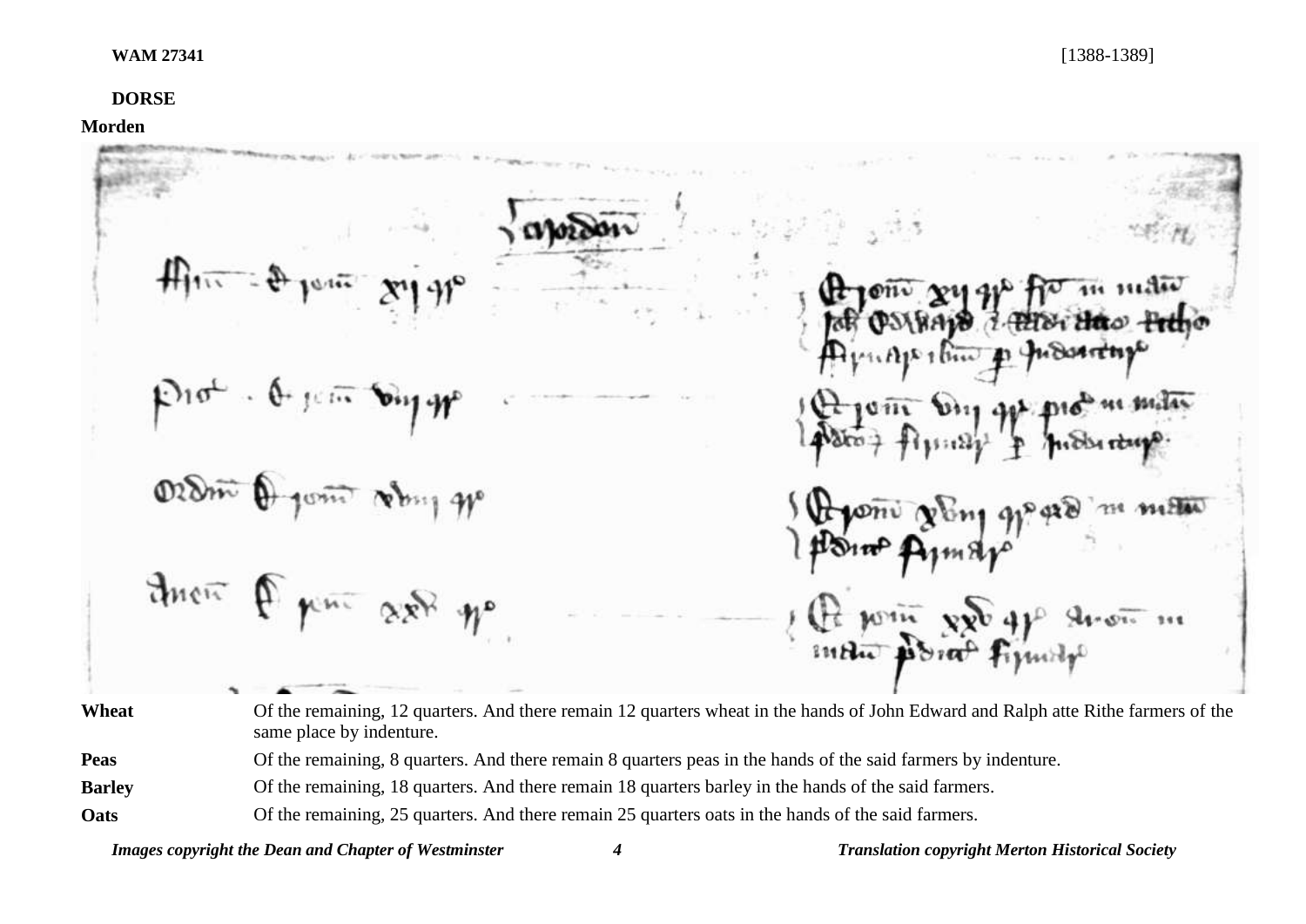**WAM 27341** [1388-1389]

**DORSE**

**Morden**

| | |
|---|---|
| **Wheat** | Of the remaining, 12 quarters. And there remain 12 quarters wheat in the hands of John Edward and Ralph atte Rithe farmers of the same place by indenture. |
| **Peas** | Of the remaining, 8 quarters. And there remain 8 quarters peas in the hands of the said farmers by indenture. |
| **Barley** | Of the remaining, 18 quarters. And there remain 18 quarters barley in the hands of the said farmers. |
| **Oats** | Of the remaining, 25 quarters. And there remain 25 quarters oats in the hands of the said farmers. |

*Images copyright the Dean and Chapter of Westminster* *Translation copyright Merton Historical Society*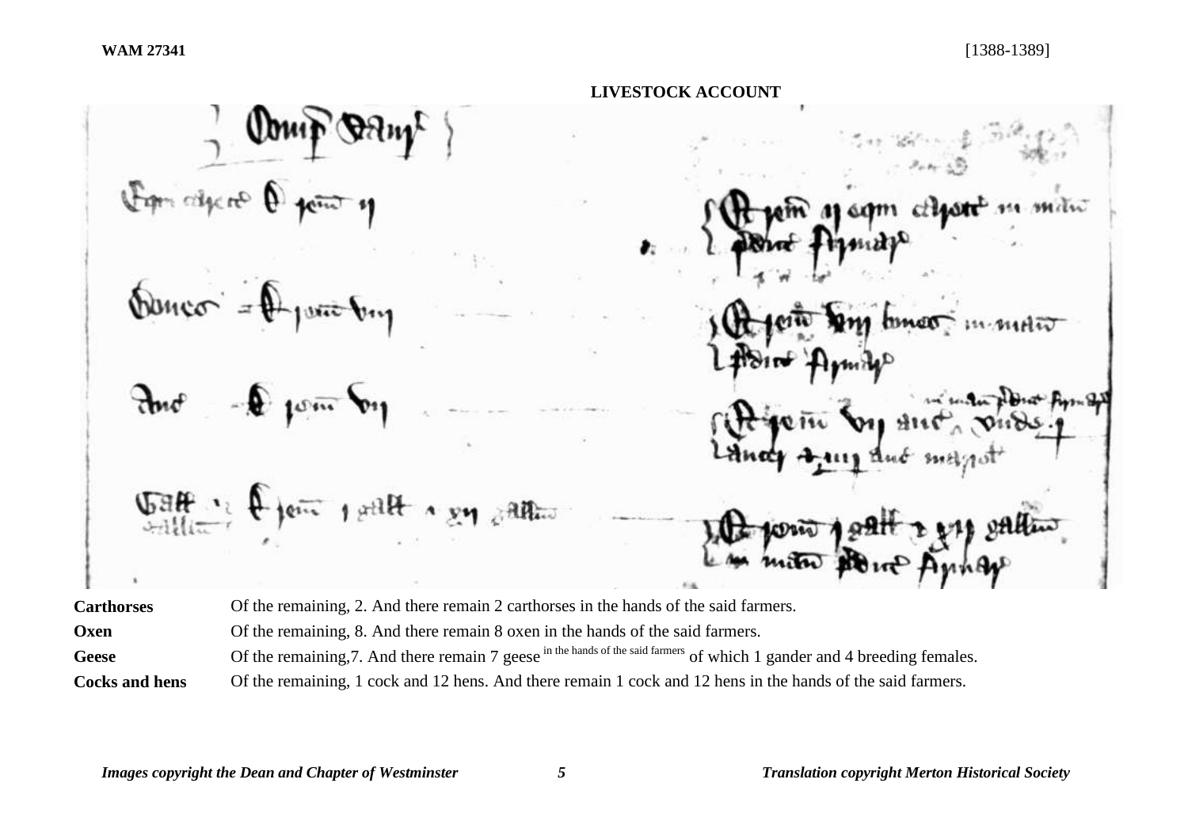WAM 27341 [1388-1389]

## LIVESTOCK ACCOUNT

| | |
|---|---|
| **Carthorses** | Of the remaining, 2. And there remain 2 carthorses in the hands of the said farmers. |
| **Oxen** | Of the remaining, 8. And there remain 8 oxen in the hands of the said farmers. |
| **Geese** | Of the remaining,7. And there remain 7 geese [in the hands of the said farmers] of which 1 gander and 4 breeding females. |
| **Cocks and hens** | Of the remaining, 1 cock and 12 hens. And there remain 1 cock and 12 hens in the hands of the said farmers. |

*Images copyright the Dean and Chapter of Westminster* *Translation copyright Merton Historical Society*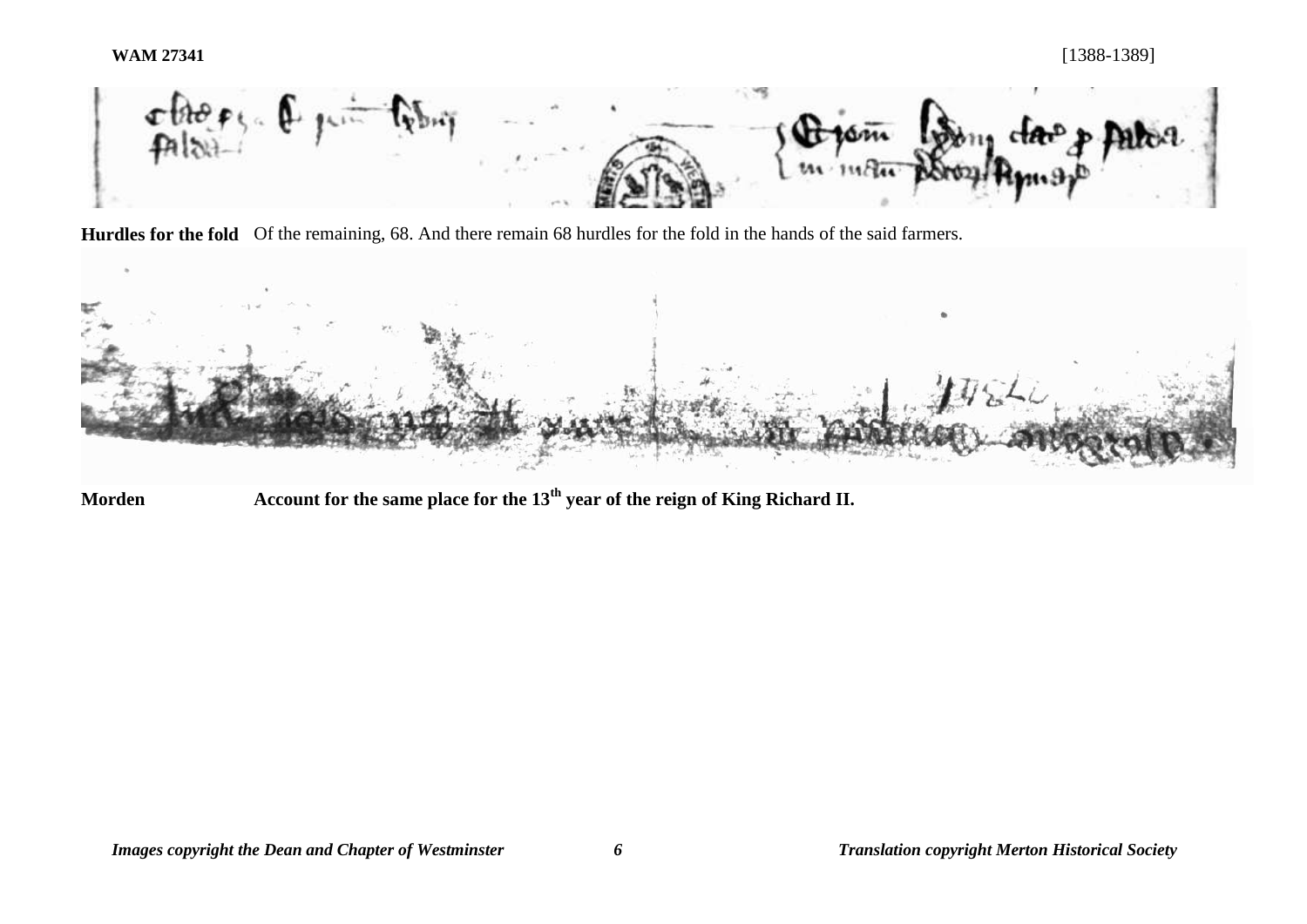**Hurdles for the fold** Of the remaining, 68. And there remain 68 hurdles for the fold in the hands of the said farmers.

**Morden** **Account for the same place for the 13th year of the reign of King Richard II.**